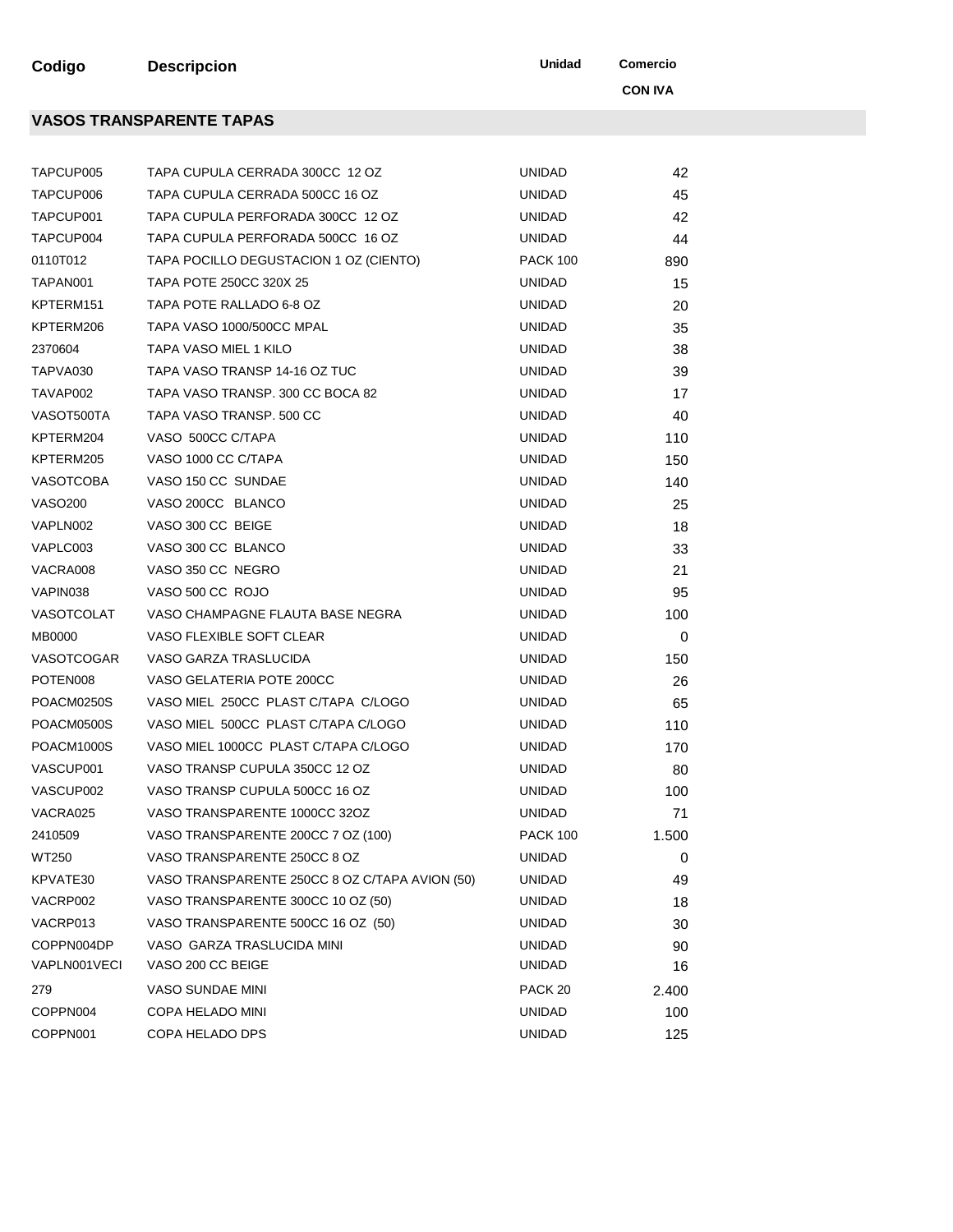| Codigo | Descripcion | Unidad | Comercio CON IVA |
|---|---|---|---|

## VASOS TRANSPARENTE TAPAS

| Codigo | Descripcion | Unidad | Comercio CON IVA |
|---|---|---|---|
| TAPCUP005 | TAPA CUPULA CERRADA 300CC 12 OZ | UNIDAD | 42 |
| TAPCUP006 | TAPA CUPULA CERRADA 500CC 16 OZ | UNIDAD | 45 |
| TAPCUP001 | TAPA CUPULA PERFORADA 300CC 12 OZ | UNIDAD | 42 |
| TAPCUP004 | TAPA CUPULA PERFORADA 500CC 16 OZ | UNIDAD | 44 |
| 0110T012 | TAPA POCILLO DEGUSTACION 1 OZ (CIENTO) | PACK 100 | 890 |
| TAPAN001 | TAPA POTE 250CC 320X 25 | UNIDAD | 15 |
| KPTERM151 | TAPA POTE RALLADO 6-8 OZ | UNIDAD | 20 |
| KPTERM206 | TAPA VASO 1000/500CC MPAL | UNIDAD | 35 |
| 2370604 | TAPA VASO MIEL 1 KILO | UNIDAD | 38 |
| TAPVA030 | TAPA VASO TRANSP 14-16 OZ TUC | UNIDAD | 39 |
| TAVAP002 | TAPA VASO TRANSP. 300 CC BOCA 82 | UNIDAD | 17 |
| VASOT500TA | TAPA VASO TRANSP. 500 CC | UNIDAD | 40 |
| KPTERM204 | VASO 500CC C/TAPA | UNIDAD | 110 |
| KPTERM205 | VASO 1000 CC C/TAPA | UNIDAD | 150 |
| VASOTCOBA | VASO 150 CC SUNDAE | UNIDAD | 140 |
| VASO200 | VASO 200CC BLANCO | UNIDAD | 25 |
| VAPLN002 | VASO 300 CC BEIGE | UNIDAD | 18 |
| VAPLC003 | VASO 300 CC BLANCO | UNIDAD | 33 |
| VACRA008 | VASO 350 CC NEGRO | UNIDAD | 21 |
| VAPIN038 | VASO 500 CC ROJO | UNIDAD | 95 |
| VASOTCOLAT | VASO CHAMPAGNE FLAUTA BASE NEGRA | UNIDAD | 100 |
| MB0000 | VASO FLEXIBLE SOFT CLEAR | UNIDAD | 0 |
| VASOTCOGAR | VASO GARZA TRASLUCIDA | UNIDAD | 150 |
| POTEN008 | VASO GELATERIA POTE 200CC | UNIDAD | 26 |
| POACM0250S | VASO MIEL 250CC PLAST C/TAPA C/LOGO | UNIDAD | 65 |
| POACM0500S | VASO MIEL 500CC PLAST C/TAPA C/LOGO | UNIDAD | 110 |
| POACM1000S | VASO MIEL 1000CC PLAST C/TAPA C/LOGO | UNIDAD | 170 |
| VASCUP001 | VASO TRANSP CUPULA 350CC 12 OZ | UNIDAD | 80 |
| VASCUP002 | VASO TRANSP CUPULA 500CC 16 OZ | UNIDAD | 100 |
| VACRA025 | VASO TRANSPARENTE 1000CC 32OZ | UNIDAD | 71 |
| 2410509 | VASO TRANSPARENTE 200CC 7 OZ (100) | PACK 100 | 1.500 |
| WT250 | VASO TRANSPARENTE 250CC 8 OZ | UNIDAD | 0 |
| KPVATE30 | VASO TRANSPARENTE 250CC 8 OZ C/TAPA AVION (50) | UNIDAD | 49 |
| VACRP002 | VASO TRANSPARENTE 300CC 10 OZ (50) | UNIDAD | 18 |
| VACRP013 | VASO TRANSPARENTE 500CC 16 OZ (50) | UNIDAD | 30 |
| COPPN004DP | VASO GARZA TRASLUCIDA MINI | UNIDAD | 90 |
| VAPLN001VECI | VASO 200 CC BEIGE | UNIDAD | 16 |
| 279 | VASO SUNDAE MINI | PACK 20 | 2.400 |
| COPPN004 | COPA HELADO MINI | UNIDAD | 100 |
| COPPN001 | COPA HELADO DPS | UNIDAD | 125 |